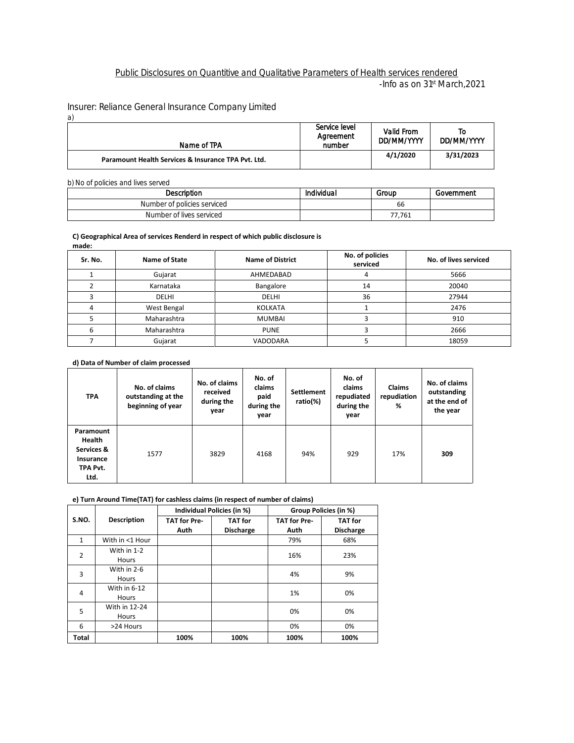## Public Disclosures on Quantitive and Qualitative Parameters of Health services rendered

-Info as on 31st March,2021

Insurer: Reliance General Insurance Company Limited

a)

| Name of TPA | Service level Agreement number | Valid From DD/MM/YYYY | To DD/MM/YYYY |
|---|---|---|---|
| **Paramount Health Services & Insurance TPA Pvt. Ltd.** | | **4/1/2020** | **3/31/2023** |

b) No of policies and lives served

| Description | Individual | Group | Government |
|---|---|---|---|
| Number of policies serviced | | 66 | |
| Number of lives serviced | | 77,761 | |

**C) Geographical Area of services Renderd in respect of which public disclosure is made:**

| Sr. No. | Name of State | Name of District | No. of policies serviced | No. of lives serviced |
|---|---|---|---|---|
| 1 | Gujarat | AHMEDABAD | 4 | 5666 |
| 2 | Karnataka | Bangalore | 14 | 20040 |
| 3 | DELHI | DELHI | 36 | 27944 |
| 4 | West Bengal | KOLKATA | 1 | 2476 |
| 5 | Maharashtra | MUMBAI | 3 | 910 |
| 6 | Maharashtra | PUNE | 3 | 2666 |
| 7 | Gujarat | VADODARA | 5 | 18059 |

**d) Data of Number of claim processed**

| TPA | No. of claims outstanding at the beginning of year | No. of claims received during the year | No. of claims paid during the year | Settlement ratio(%) | No. of claims repudiated during the year | Claims repudiation % | No. of claims outstanding at the end of the year |
|---|---|---|---|---|---|---|---|
| **Paramount Health Services & Insurance TPA Pvt. Ltd.** | 1577 | 3829 | 4168 | 94% | 929 | 17% | **309** |

**e) Turn Around Time(TAT) for cashless claims (in respect of number of claims)**

| S.NO. | Description | Individual Policies (in %) | | Group Policies (in %) | |
|---|---|---|---|---|---|
| | | TAT for Pre-Auth | TAT for Discharge | TAT for Pre-Auth | TAT for Discharge |
| 1 | With in <1 Hour | | | 79% | 68% |
| 2 | With in 1-2 Hours | | | 16% | 23% |
| 3 | With in 2-6 Hours | | | 4% | 9% |
| 4 | With in 6-12 Hours | | | 1% | 0% |
| 5 | With in 12-24 Hours | | | 0% | 0% |
| 6 | >24 Hours | | | 0% | 0% |
| **Total** | | **100%** | **100%** | **100%** | **100%** |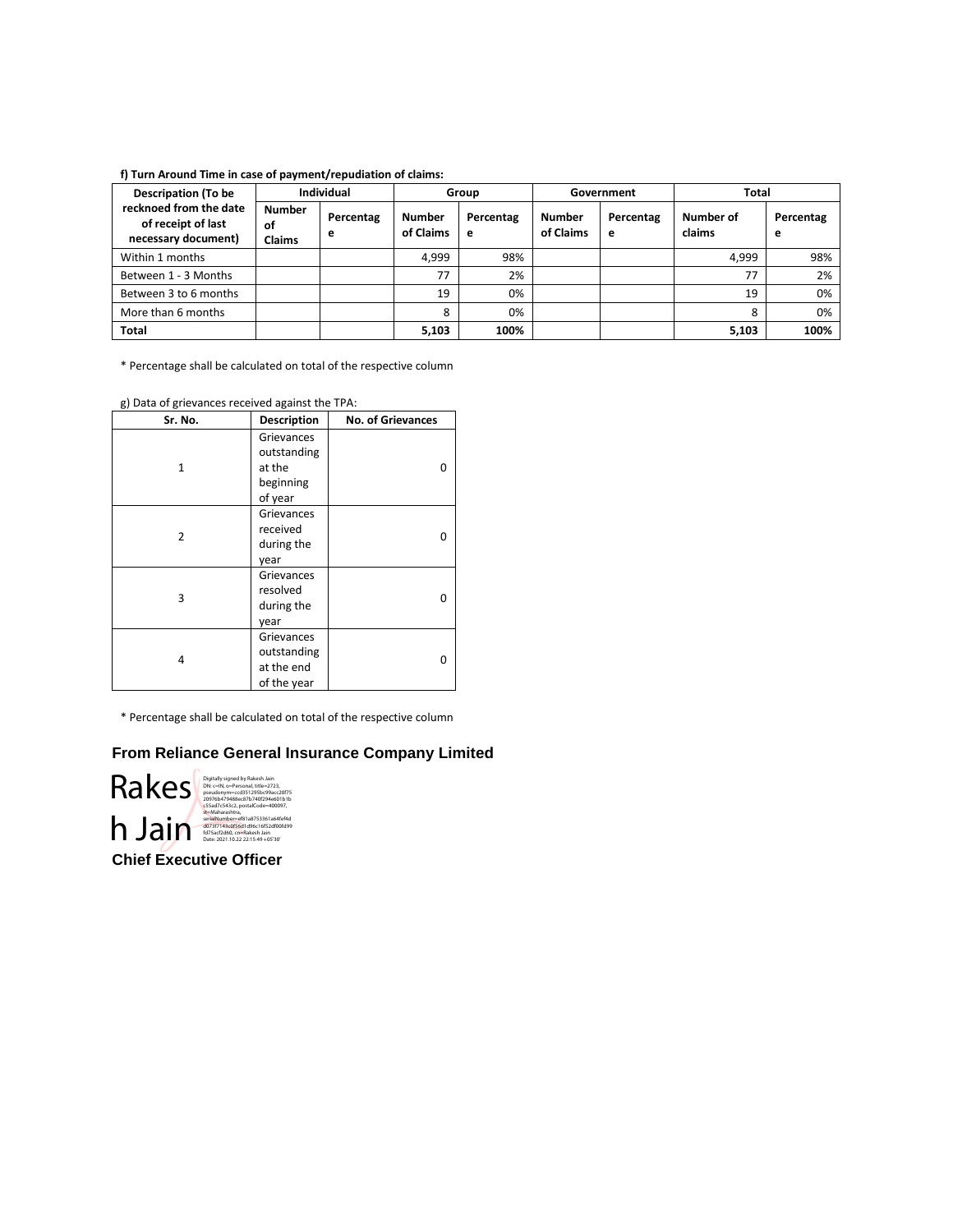**f) Turn Around Time in case of payment/repudiation of claims:**

| Description (To be recknoed from the date of receipt of last necessary document) | Individual | | Group | | Government | | Total | |
|---|---|---|---|---|---|---|---|---|
| | Number of Claims | Percentage | Number of Claims | Percentage | Number of Claims | Percentage | Number of claims | Percentage |
| Within 1 months | | | 4,999 | 98% | | | 4,999 | 98% |
| Between 1 - 3 Months | | | 77 | 2% | | | 77 | 2% |
| Between 3 to 6 months | | | 19 | 0% | | | 19 | 0% |
| More than 6 months | | | 8 | 0% | | | 8 | 0% |
| **Total** | | | **5,103** | **100%** | | | **5,103** | **100%** |

* Percentage shall be calculated on total of the respective column

g) Data of grievances received against the TPA:

| Sr. No. | Description | No. of Grievances |
|---|---|---|
| 1 | Grievances outstanding at the beginning of year | 0 |
| 2 | Grievances received during the year | 0 |
| 3 | Grievances resolved during the year | 0 |
| 4 | Grievances outstanding at the end of the year | 0 |

* Percentage shall be calculated on total of the respective column

**From Reliance General Insurance Company Limited**

Rakesh Jain

Digitally signed by Rakesh Jain
DN: c=IN, o=Personal, title=2723, pseudonym=ccd351295bc99acc20f7520976b479488ec87b740f294e601b1bc55ad7c543c2, postalCode=400097, st=Maharashtra, serialNumber=ef81a8753361a64fef4dd073f7143c0f56d1d96c16f52df00fd99fd75acf2d60, cn=Rakesh Jain
Date: 2021.10.22 22:15:49 +05'30'

**Chief Executive Officer**